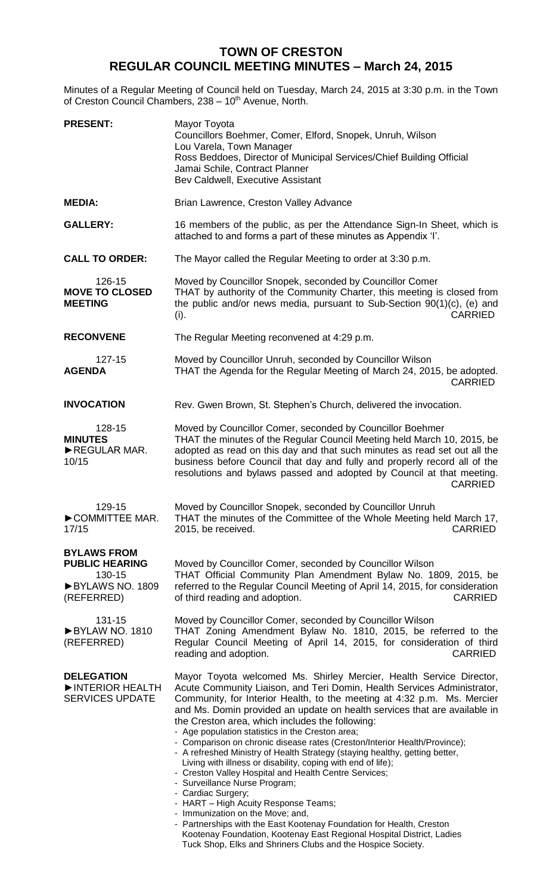# TOWN OF CRESTON
# REGULAR COUNCIL MEETING MINUTES – March 24, 2015

Minutes of a Regular Meeting of Council held on Tuesday, March 24, 2015 at 3:30 p.m. in the Town of Creston Council Chambers, 238 – 10th Avenue, North.

**PRESENT:**
Mayor Toyota
Councillors Boehmer, Comer, Elford, Snopek, Unruh, Wilson
Lou Varela, Town Manager
Ross Beddoes, Director of Municipal Services/Chief Building Official
Jamai Schile, Contract Planner
Bev Caldwell, Executive Assistant

**MEDIA:** Brian Lawrence, Creston Valley Advance

**GALLERY:** 16 members of the public, as per the Attendance Sign-In Sheet, which is attached to and forms a part of these minutes as Appendix 'I'.

**CALL TO ORDER:** The Mayor called the Regular Meeting to order at 3:30 p.m.

**126-15 MOVE TO CLOSED MEETING**
Moved by Councillor Snopek, seconded by Councillor Comer
THAT by authority of the Community Charter, this meeting is closed from the public and/or news media, pursuant to Sub-Section 90(1)(c), (e) and (i). CARRIED

**RECONVENE** The Regular Meeting reconvened at 4:29 p.m.

**127-15 AGENDA**
Moved by Councillor Unruh, seconded by Councillor Wilson
THAT the Agenda for the Regular Meeting of March 24, 2015, be adopted. CARRIED

**INVOCATION** Rev. Gwen Brown, St. Stephen's Church, delivered the invocation.

**128-15 MINUTES ►REGULAR MAR. 10/15**
Moved by Councillor Comer, seconded by Councillor Boehmer
THAT the minutes of the Regular Council Meeting held March 10, 2015, be adopted as read on this day and that such minutes as read set out all the business before Council that day and fully and properly record all of the resolutions and bylaws passed and adopted by Council at that meeting. CARRIED

**129-15 ►COMMITTEE MAR. 17/15**
Moved by Councillor Snopek, seconded by Councillor Unruh
THAT the minutes of the Committee of the Whole Meeting held March 17, 2015, be received. CARRIED

**BYLAWS FROM PUBLIC HEARING**

**130-15 ►BYLAWS NO. 1809 (REFERRED)**
Moved by Councillor Comer, seconded by Councillor Wilson
THAT Official Community Plan Amendment Bylaw No. 1809, 2015, be referred to the Regular Council Meeting of April 14, 2015, for consideration of third reading and adoption. CARRIED

**131-15 ►BYLAW NO. 1810 (REFERRED)**
Moved by Councillor Comer, seconded by Councillor Wilson
THAT Zoning Amendment Bylaw No. 1810, 2015, be referred to the Regular Council Meeting of April 14, 2015, for consideration of third reading and adoption. CARRIED

**DELEGATION ►INTERIOR HEALTH SERVICES UPDATE**
Mayor Toyota welcomed Ms. Shirley Mercier, Health Service Director, Acute Community Liaison, and Teri Domin, Health Services Administrator, Community, for Interior Health, to the meeting at 4:32 p.m. Ms. Mercier and Ms. Domin provided an update on health services that are available in the Creston area, which includes the following:

- Age population statistics in the Creston area;
- Comparison on chronic disease rates (Creston/Interior Health/Province);
- A refreshed Ministry of Health Strategy (staying healthy, getting better, Living with illness or disability, coping with end of life);
- Creston Valley Hospital and Health Centre Services;
- Surveillance Nurse Program;
- Cardiac Surgery;
- HART – High Acuity Response Teams;
- Immunization on the Move; and,
- Partnerships with the East Kootenay Foundation for Health, Creston Kootenay Foundation, Kootenay East Regional Hospital District, Ladies Tuck Shop, Elks and Shriners Clubs and the Hospice Society.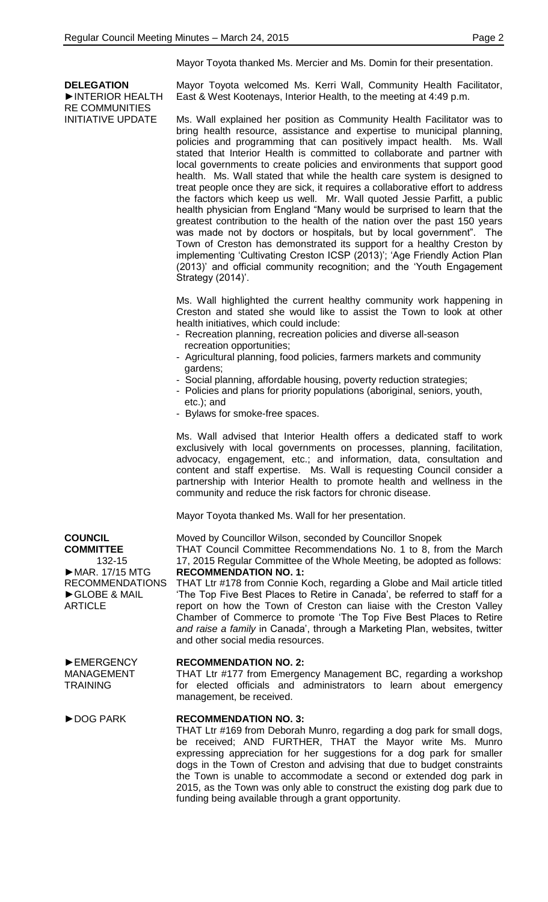Mayor Toyota thanked Ms. Mercier and Ms. Domin for their presentation.

**DELEGATION**
►INTERIOR HEALTH RE COMMUNITIES INITIATIVE UPDATE

Mayor Toyota welcomed Ms. Kerri Wall, Community Health Facilitator, East & West Kootenays, Interior Health, to the meeting at 4:49 p.m.

Ms. Wall explained her position as Community Health Facilitator was to bring health resource, assistance and expertise to municipal planning, policies and programming that can positively impact health. Ms. Wall stated that Interior Health is committed to collaborate and partner with local governments to create policies and environments that support good health. Ms. Wall stated that while the health care system is designed to treat people once they are sick, it requires a collaborative effort to address the factors which keep us well. Mr. Wall quoted Jessie Parfitt, a public health physician from England "Many would be surprised to learn that the greatest contribution to the health of the nation over the past 150 years was made not by doctors or hospitals, but by local government". The Town of Creston has demonstrated its support for a healthy Creston by implementing 'Cultivating Creston ICSP (2013)'; 'Age Friendly Action Plan (2013)' and official community recognition; and the 'Youth Engagement Strategy (2014)'.

Ms. Wall highlighted the current healthy community work happening in Creston and stated she would like to assist the Town to look at other health initiatives, which could include:

- Recreation planning, recreation policies and diverse all-season recreation opportunities;
- Agricultural planning, food policies, farmers markets and community gardens;
- Social planning, affordable housing, poverty reduction strategies;
- Policies and plans for priority populations (aboriginal, seniors, youth, etc.); and
- Bylaws for smoke-free spaces.

Ms. Wall advised that Interior Health offers a dedicated staff to work exclusively with local governments on processes, planning, facilitation, advocacy, engagement, etc.; and information, data, consultation and content and staff expertise. Ms. Wall is requesting Council consider a partnership with Interior Health to promote health and wellness in the community and reduce the risk factors for chronic disease.

Mayor Toyota thanked Ms. Wall for her presentation.

**COUNCIL COMMITTEE**
132-15
►MAR. 17/15 MTG RECOMMENDATIONS
►GLOBE & MAIL ARTICLE

Moved by Councillor Wilson, seconded by Councillor Snopek
THAT Council Committee Recommendations No. 1 to 8, from the March 17, 2015 Regular Committee of the Whole Meeting, be adopted as follows:

**RECOMMENDATION NO. 1:**
THAT Ltr #178 from Connie Koch, regarding a Globe and Mail article titled 'The Top Five Best Places to Retire in Canada', be referred to staff for a report on how the Town of Creston can liaise with the Creston Valley Chamber of Commerce to promote 'The Top Five Best Places to Retire *and raise a family* in Canada', through a Marketing Plan, websites, twitter and other social media resources.

►EMERGENCY MANAGEMENT TRAINING

**RECOMMENDATION NO. 2:**
THAT Ltr #177 from Emergency Management BC, regarding a workshop for elected officials and administrators to learn about emergency management, be received.

►DOG PARK

**RECOMMENDATION NO. 3:**
THAT Ltr #169 from Deborah Munro, regarding a dog park for small dogs, be received; AND FURTHER, THAT the Mayor write Ms. Munro expressing appreciation for her suggestions for a dog park for smaller dogs in the Town of Creston and advising that due to budget constraints the Town is unable to accommodate a second or extended dog park in 2015, as the Town was only able to construct the existing dog park due to funding being available through a grant opportunity.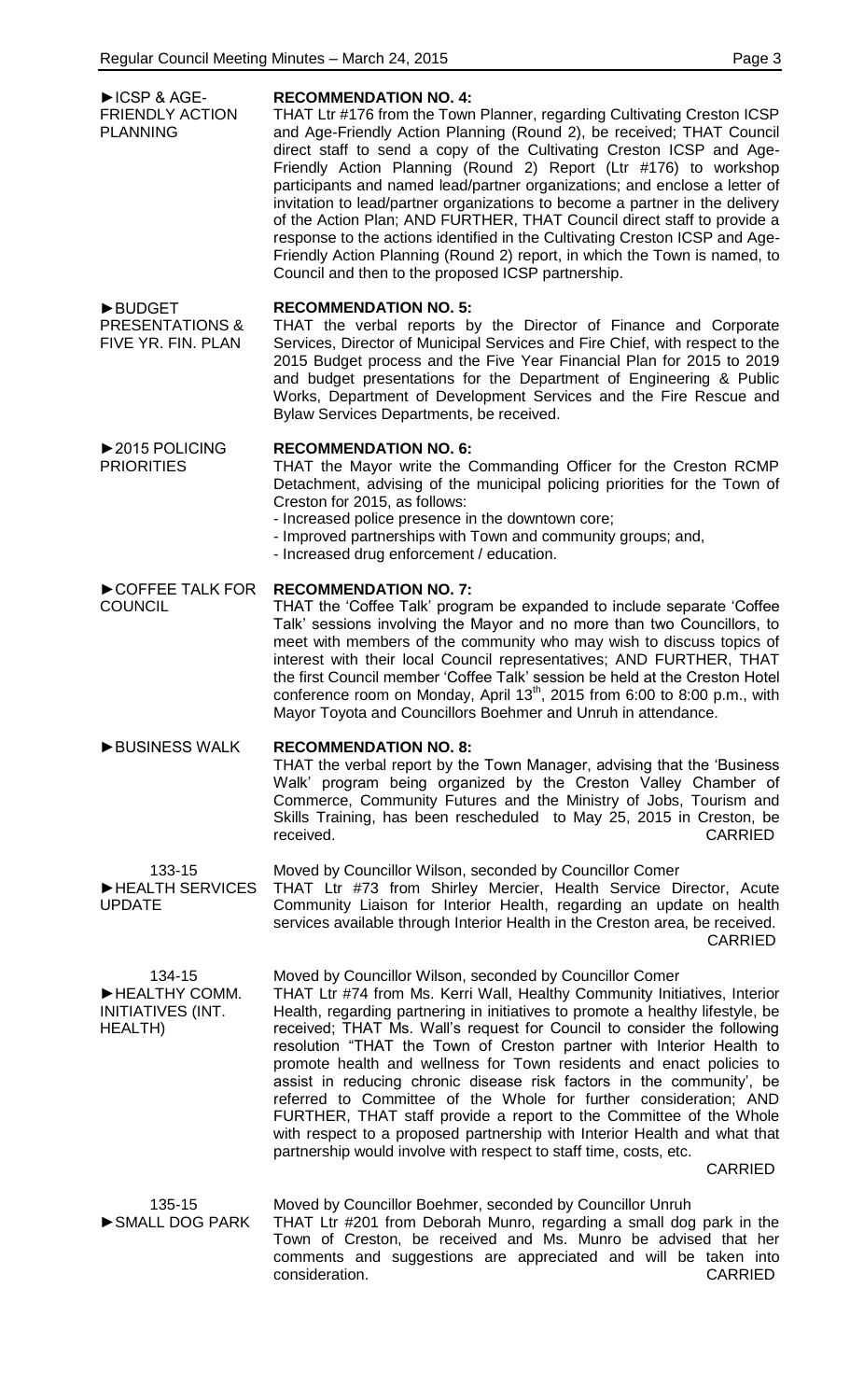►ICSP & AGE-FRIENDLY ACTION PLANNING

**RECOMMENDATION NO. 4:**
THAT Ltr #176 from the Town Planner, regarding Cultivating Creston ICSP and Age-Friendly Action Planning (Round 2), be received; THAT Council direct staff to send a copy of the Cultivating Creston ICSP and Age-Friendly Action Planning (Round 2) Report (Ltr #176) to workshop participants and named lead/partner organizations; and enclose a letter of invitation to lead/partner organizations to become a partner in the delivery of the Action Plan; AND FURTHER, THAT Council direct staff to provide a response to the actions identified in the Cultivating Creston ICSP and Age-Friendly Action Planning (Round 2) report, in which the Town is named, to Council and then to the proposed ICSP partnership.

►BUDGET PRESENTATIONS & FIVE YR. FIN. PLAN

**RECOMMENDATION NO. 5:**
THAT the verbal reports by the Director of Finance and Corporate Services, Director of Municipal Services and Fire Chief, with respect to the 2015 Budget process and the Five Year Financial Plan for 2015 to 2019 and budget presentations for the Department of Engineering & Public Works, Department of Development Services and the Fire Rescue and Bylaw Services Departments, be received.

►2015 POLICING PRIORITIES

**RECOMMENDATION NO. 6:**
THAT the Mayor write the Commanding Officer for the Creston RCMP Detachment, advising of the municipal policing priorities for the Town of Creston for 2015, as follows:
- Increased police presence in the downtown core;
- Improved partnerships with Town and community groups; and,
- Increased drug enforcement / education.

►COFFEE TALK FOR COUNCIL

**RECOMMENDATION NO. 7:**
THAT the 'Coffee Talk' program be expanded to include separate 'Coffee Talk' sessions involving the Mayor and no more than two Councillors, to meet with members of the community who may wish to discuss topics of interest with their local Council representatives; AND FURTHER, THAT the first Council member 'Coffee Talk' session be held at the Creston Hotel conference room on Monday, April 13th, 2015 from 6:00 to 8:00 p.m., with Mayor Toyota and Councillors Boehmer and Unruh in attendance.

►BUSINESS WALK

**RECOMMENDATION NO. 8:**
THAT the verbal report by the Town Manager, advising that the 'Business Walk' program being organized by the Creston Valley Chamber of Commerce, Community Futures and the Ministry of Jobs, Tourism and Skills Training, has been rescheduled to May 25, 2015 in Creston, be received. CARRIED

133-15
►HEALTH SERVICES UPDATE

Moved by Councillor Wilson, seconded by Councillor Comer
THAT Ltr #73 from Shirley Mercier, Health Service Director, Acute Community Liaison for Interior Health, regarding an update on health services available through Interior Health in the Creston area, be received.
CARRIED

134-15
►HEALTHY COMM. INITIATIVES (INT. HEALTH)

Moved by Councillor Wilson, seconded by Councillor Comer
THAT Ltr #74 from Ms. Kerri Wall, Healthy Community Initiatives, Interior Health, regarding partnering in initiatives to promote a healthy lifestyle, be received; THAT Ms. Wall's request for Council to consider the following resolution "THAT the Town of Creston partner with Interior Health to promote health and wellness for Town residents and enact policies to assist in reducing chronic disease risk factors in the community', be referred to Committee of the Whole for further consideration; AND FURTHER, THAT staff provide a report to the Committee of the Whole with respect to a proposed partnership with Interior Health and what that partnership would involve with respect to staff time, costs, etc.
CARRIED

135-15
►SMALL DOG PARK

Moved by Councillor Boehmer, seconded by Councillor Unruh
THAT Ltr #201 from Deborah Munro, regarding a small dog park in the Town of Creston, be received and Ms. Munro be advised that her comments and suggestions are appreciated and will be taken into consideration. CARRIED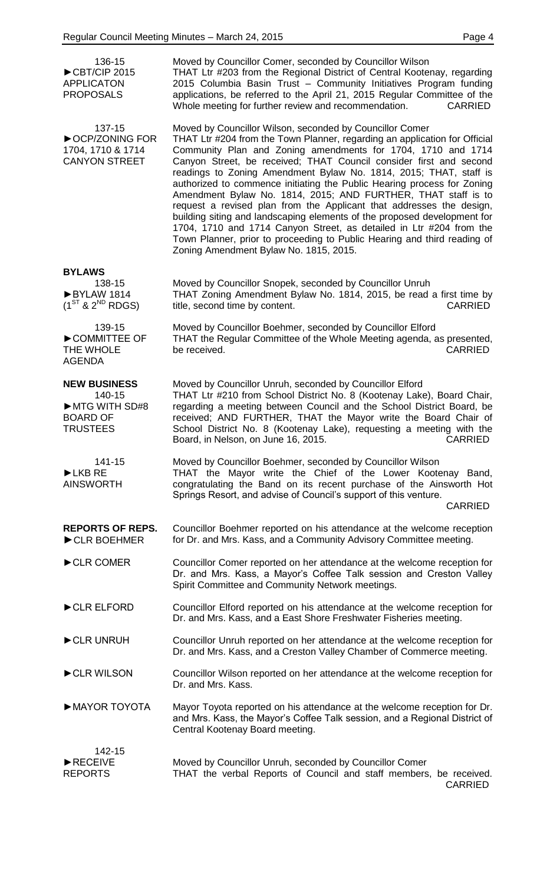| | |
|---|---|
| 136-15<br>►CBT/CIP 2015 APPLICATON PROPOSALS | Moved by Councillor Comer, seconded by Councillor Wilson<br>THAT Ltr #203 from the Regional District of Central Kootenay, regarding 2015 Columbia Basin Trust – Community Initiatives Program funding applications, be referred to the April 21, 2015 Regular Committee of the Whole meeting for further review and recommendation. CARRIED |
| 137-15<br>►OCP/ZONING FOR 1704, 1710 & 1714 CANYON STREET | Moved by Councillor Wilson, seconded by Councillor Comer<br>THAT Ltr #204 from the Town Planner, regarding an application for Official Community Plan and Zoning amendments for 1704, 1710 and 1714 Canyon Street, be received; THAT Council consider first and second readings to Zoning Amendment Bylaw No. 1814, 2015; THAT, staff is authorized to commence initiating the Public Hearing process for Zoning Amendment Bylaw No. 1814, 2015; AND FURTHER, THAT staff is to request a revised plan from the Applicant that addresses the design, building siting and landscaping elements of the proposed development for 1704, 1710 and 1714 Canyon Street, as detailed in Ltr #204 from the Town Planner, prior to proceeding to Public Hearing and third reading of Zoning Amendment Bylaw No. 1815, 2015. |
| **BYLAWS**<br>138-15<br>►BYLAW 1814 ($1^{ST}$ & $2^{ND}$ RDGS) | Moved by Councillor Snopek, seconded by Councillor Unruh<br>THAT Zoning Amendment Bylaw No. 1814, 2015, be read a first time by title, second time by content. CARRIED |
| 139-15<br>►COMMITTEE OF THE WHOLE AGENDA | Moved by Councillor Boehmer, seconded by Councillor Elford<br>THAT the Regular Committee of the Whole Meeting agenda, as presented, be received. CARRIED |
| **NEW BUSINESS**<br>140-15<br>►MTG WITH SD#8 BOARD OF TRUSTEES | Moved by Councillor Unruh, seconded by Councillor Elford<br>THAT Ltr #210 from School District No. 8 (Kootenay Lake), Board Chair, regarding a meeting between Council and the School District Board, be received; AND FURTHER, THAT the Mayor write the Board Chair of School District No. 8 (Kootenay Lake), requesting a meeting with the Board, in Nelson, on June 16, 2015. CARRIED |
| 141-15<br>►LKB RE AINSWORTH | Moved by Councillor Boehmer, seconded by Councillor Wilson<br>THAT the Mayor write the Chief of the Lower Kootenay Band, congratulating the Band on its recent purchase of the Ainsworth Hot Springs Resort, and advise of Council's support of this venture. CARRIED |
| **REPORTS OF REPS.**<br>►CLR BOEHMER | Councillor Boehmer reported on his attendance at the welcome reception for Dr. and Mrs. Kass, and a Community Advisory Committee meeting. |
| ►CLR COMER | Councillor Comer reported on her attendance at the welcome reception for Dr. and Mrs. Kass, a Mayor's Coffee Talk session and Creston Valley Spirit Committee and Community Network meetings. |
| ►CLR ELFORD | Councillor Elford reported on his attendance at the welcome reception for Dr. and Mrs. Kass, and a East Shore Freshwater Fisheries meeting. |
| ►CLR UNRUH | Councillor Unruh reported on her attendance at the welcome reception for Dr. and Mrs. Kass, and a Creston Valley Chamber of Commerce meeting. |
| ►CLR WILSON | Councillor Wilson reported on her attendance at the welcome reception for Dr. and Mrs. Kass. |
| ►MAYOR TOYOTA | Mayor Toyota reported on his attendance at the welcome reception for Dr. and Mrs. Kass, the Mayor's Coffee Talk session, and a Regional District of Central Kootenay Board meeting. |
| 142-15<br>►RECEIVE REPORTS | Moved by Councillor Unruh, seconded by Councillor Comer<br>THAT the verbal Reports of Council and staff members, be received. CARRIED |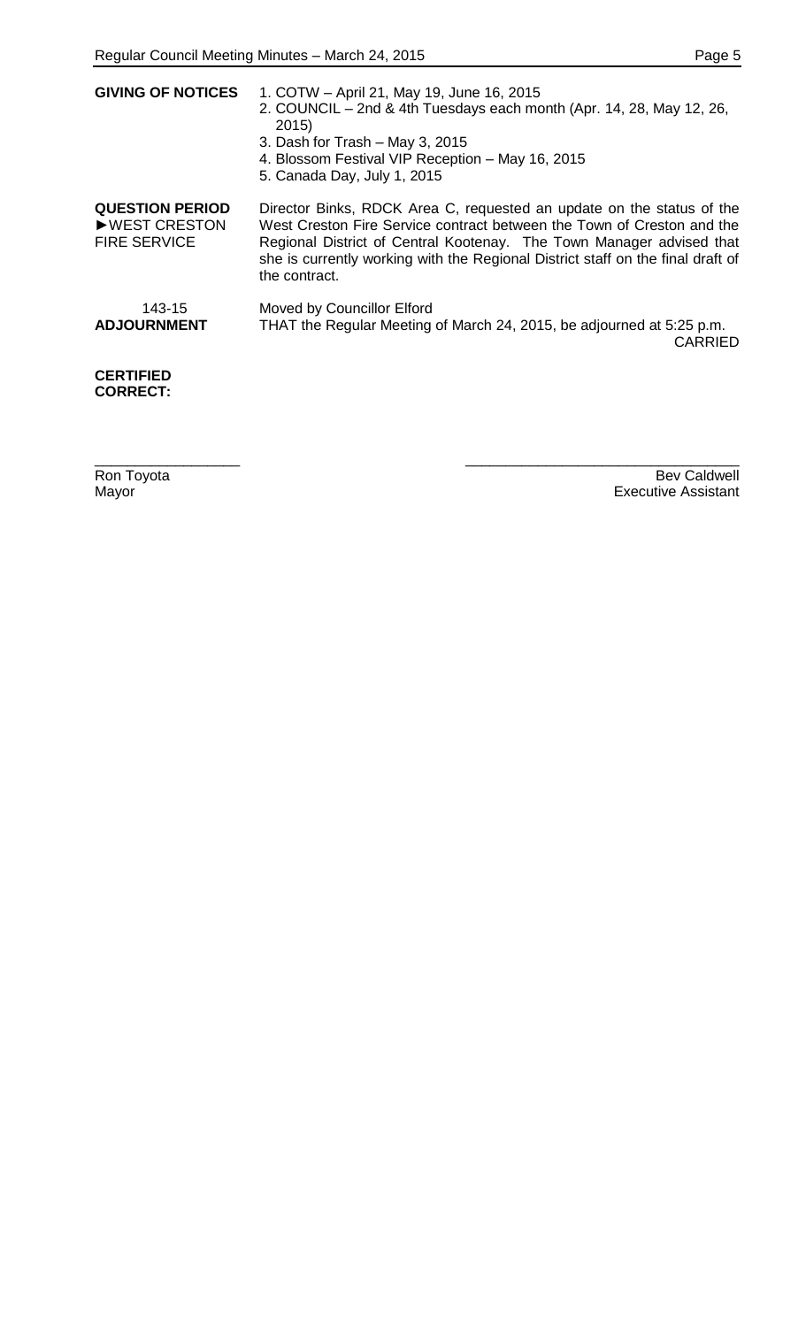**GIVING OF NOTICES**

1. COTW – April 21, May 19, June 16, 2015
2. COUNCIL – 2nd & 4th Tuesdays each month (Apr. 14, 28, May 12, 26, 2015)
3. Dash for Trash – May 3, 2015
4. Blossom Festival VIP Reception – May 16, 2015
5. Canada Day, July 1, 2015

**QUESTION PERIOD**
►WEST CRESTON FIRE SERVICE

Director Binks, RDCK Area C, requested an update on the status of the West Creston Fire Service contract between the Town of Creston and the Regional District of Central Kootenay. The Town Manager advised that she is currently working with the Regional District staff on the final draft of the contract.

143-15
**ADJOURNMENT**

Moved by Councillor Elford
THAT the Regular Meeting of March 24, 2015, be adjourned at 5:25 p.m.

CARRIED

**CERTIFIED CORRECT:**

\_\_\_\_\_\_\_\_\_\_\_\_\_\_\_\_\_\_
Ron Toyota
Mayor

\_\_\_\_\_\_\_\_\_\_\_\_\_\_\_\_\_\_
Bev Caldwell
Executive Assistant